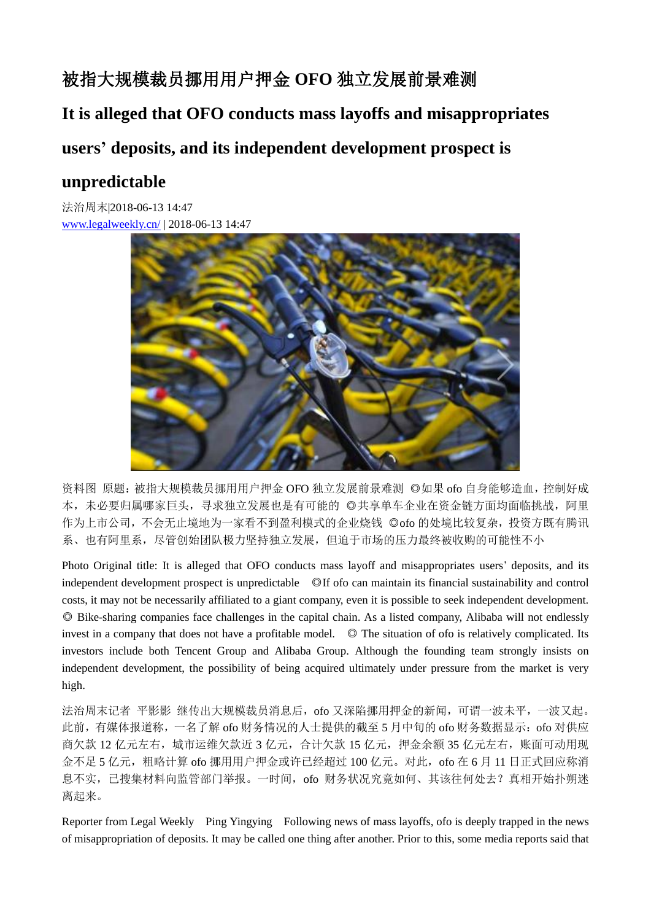# 被指大规模裁员挪用用户押金 OFO 独立发展前景难测

# It is alleged that OFO conducts mass layoffs and misappropriates users' deposits, and its independent development prospect is unpredictable

法治周末|2018-06-13 14:47

www.legalweekly.cn/ | 2018-06-13 14:47

资料图 原题：被指大规模裁员挪用用户押金 OFO 独立发展前景难测 ◎如果 ofo 自身能够造血，控制好成本，未必要归属哪家巨头，寻求独立发展也是有可能的 ◎共享单车企业在资金链方面均面临挑战，阿里作为上市公司，不会无止境地为一家看不到盈利模式的企业烧钱 ◎ofo 的处境比较复杂，投资方既有腾讯系、也有阿里系，尽管创始团队极力坚持独立发展，但迫于市场的压力最终被收购的可能性不小

Photo Original title: It is alleged that OFO conducts mass layoff and misappropriates users' deposits, and its independent development prospect is unpredictable ◎If ofo can maintain its financial sustainability and control costs, it may not be necessarily affiliated to a giant company, even it is possible to seek independent development. ◎ Bike-sharing companies face challenges in the capital chain. As a listed company, Alibaba will not endlessly invest in a company that does not have a profitable model. ◎ The situation of ofo is relatively complicated. Its investors include both Tencent Group and Alibaba Group. Although the founding team strongly insists on independent development, the possibility of being acquired ultimately under pressure from the market is very high.

法治周末记者 平影影 继传出大规模裁员消息后，ofo 又深陷挪用押金的新闻，可谓一波未平，一波又起。此前，有媒体报道称，一名了解 ofo 财务情况的人士提供的截至 5 月中旬的 ofo 财务数据显示：ofo 对供应商欠款 12 亿元左右，城市运维欠款近 3 亿元，合计欠款 15 亿元，押金余额 35 亿元左右，账面可动用现金不足 5 亿元，粗略计算 ofo 挪用用户押金或许已经超过 100 亿元。对此，ofo 在 6 月 11 日正式回应称消息不实，已搜集材料向监管部门举报。一时间，ofo 财务状况究竟如何、其该往何处去？真相开始扑朔迷离起来。

Reporter from Legal Weekly Ping Yingying Following news of mass layoffs, ofo is deeply trapped in the news of misappropriation of deposits. It may be called one thing after another. Prior to this, some media reports said that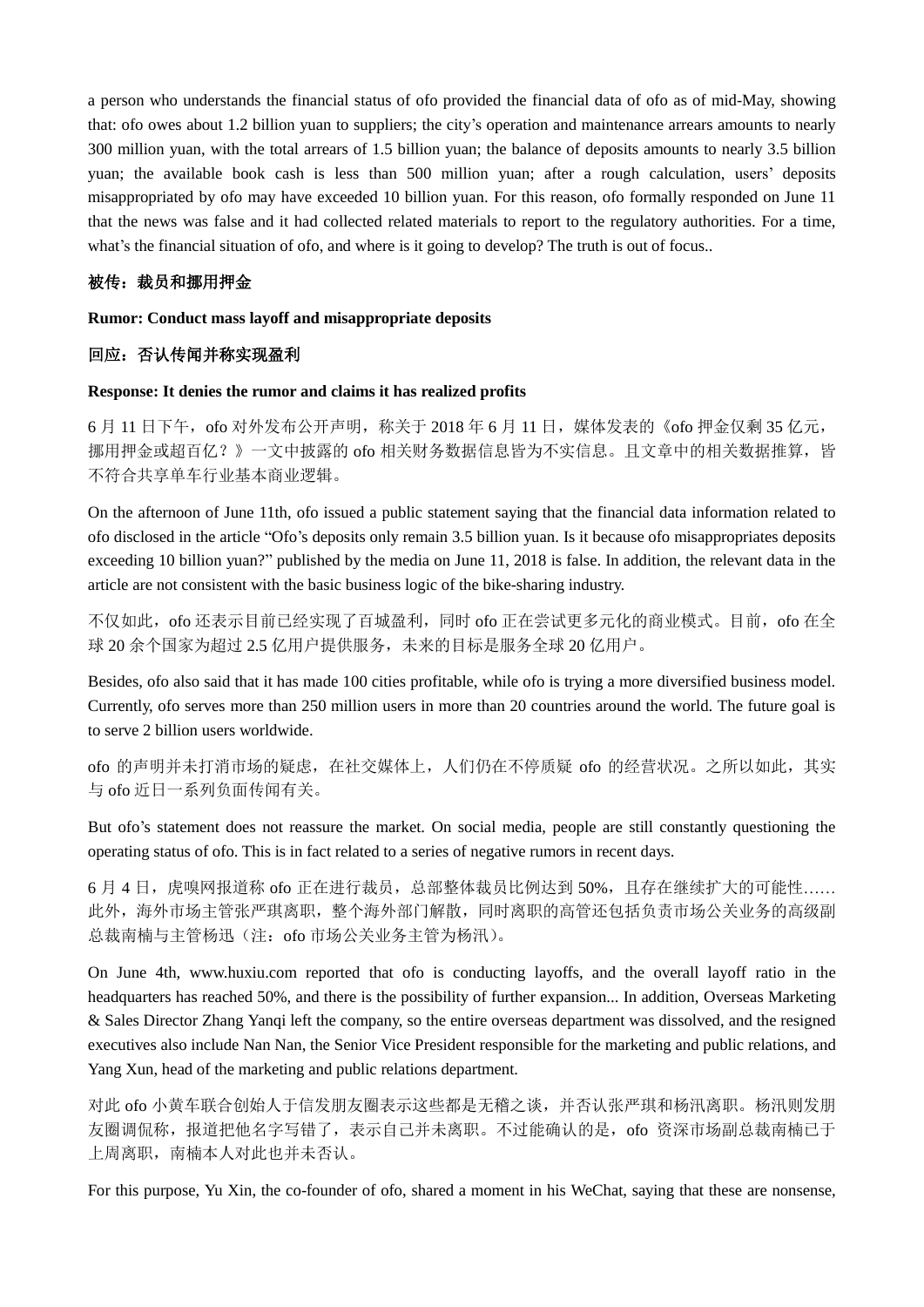a person who understands the financial status of ofo provided the financial data of ofo as of mid-May, showing that: ofo owes about 1.2 billion yuan to suppliers; the city's operation and maintenance arrears amounts to nearly 300 million yuan, with the total arrears of 1.5 billion yuan; the balance of deposits amounts to nearly 3.5 billion yuan; the available book cash is less than 500 million yuan; after a rough calculation, users' deposits misappropriated by ofo may have exceeded 10 billion yuan. For this reason, ofo formally responded on June 11 that the news was false and it had collected related materials to report to the regulatory authorities. For a time, what's the financial situation of ofo, and where is it going to develop? The truth is out of focus..

**被传：裁员和挪用押金**

**Rumor: Conduct mass layoff and misappropriate deposits**

**回应：否认传闻并称实现盈利**

**Response: It denies the rumor and claims it has realized profits**

6 月 11 日下午，ofo 对外发布公开声明，称关于 2018 年 6 月 11 日，媒体发表的《ofo 押金仅剩 35 亿元，挪用押金或超百亿？》一文中披露的 ofo 相关财务数据信息皆为不实信息。且文章中的相关数据推算，皆不符合共享单车行业基本商业逻辑。

On the afternoon of June 11th, ofo issued a public statement saying that the financial data information related to ofo disclosed in the article "Ofo's deposits only remain 3.5 billion yuan. Is it because ofo misappropriates deposits exceeding 10 billion yuan?" published by the media on June 11, 2018 is false. In addition, the relevant data in the article are not consistent with the basic business logic of the bike-sharing industry.

不仅如此，ofo 还表示目前已经实现了百城盈利，同时 ofo 正在尝试更多元化的商业模式。目前，ofo 在全球 20 余个国家为超过 2.5 亿用户提供服务，未来的目标是服务全球 20 亿用户。

Besides, ofo also said that it has made 100 cities profitable, while ofo is trying a more diversified business model. Currently, ofo serves more than 250 million users in more than 20 countries around the world. The future goal is to serve 2 billion users worldwide.

ofo 的声明并未打消市场的疑虑，在社交媒体上，人们仍在不停质疑 ofo 的经营状况。之所以如此，其实与 ofo 近日一系列负面传闻有关。

But ofo's statement does not reassure the market. On social media, people are still constantly questioning the operating status of ofo. This is in fact related to a series of negative rumors in recent days.

6 月 4 日，虎嗅网报道称 ofo 正在进行裁员，总部整体裁员比例达到 50%，且存在继续扩大的可能性……此外，海外市场主管张严琪离职，整个海外部门解散，同时离职的高管还包括负责市场公关业务的高级副总裁南楠与主管杨迅（注：ofo 市场公关业务主管为杨汛）。

On June 4th, www.huxiu.com reported that ofo is conducting layoffs, and the overall layoff ratio in the headquarters has reached 50%, and there is the possibility of further expansion... In addition, Overseas Marketing & Sales Director Zhang Yanqi left the company, so the entire overseas department was dissolved, and the resigned executives also include Nan Nan, the Senior Vice President responsible for the marketing and public relations, and Yang Xun, head of the marketing and public relations department.

对此 ofo 小黄车联合创始人于信发朋友圈表示这些都是无稽之谈，并否认张严琪和杨汛离职。杨汛则发朋友圈调侃称，报道把他名字写错了，表示自己并未离职。不过能确认的是，ofo 资深市场副总裁南楠已于上周离职，南楠本人对此也并未否认。

For this purpose, Yu Xin, the co-founder of ofo, shared a moment in his WeChat, saying that these are nonsense,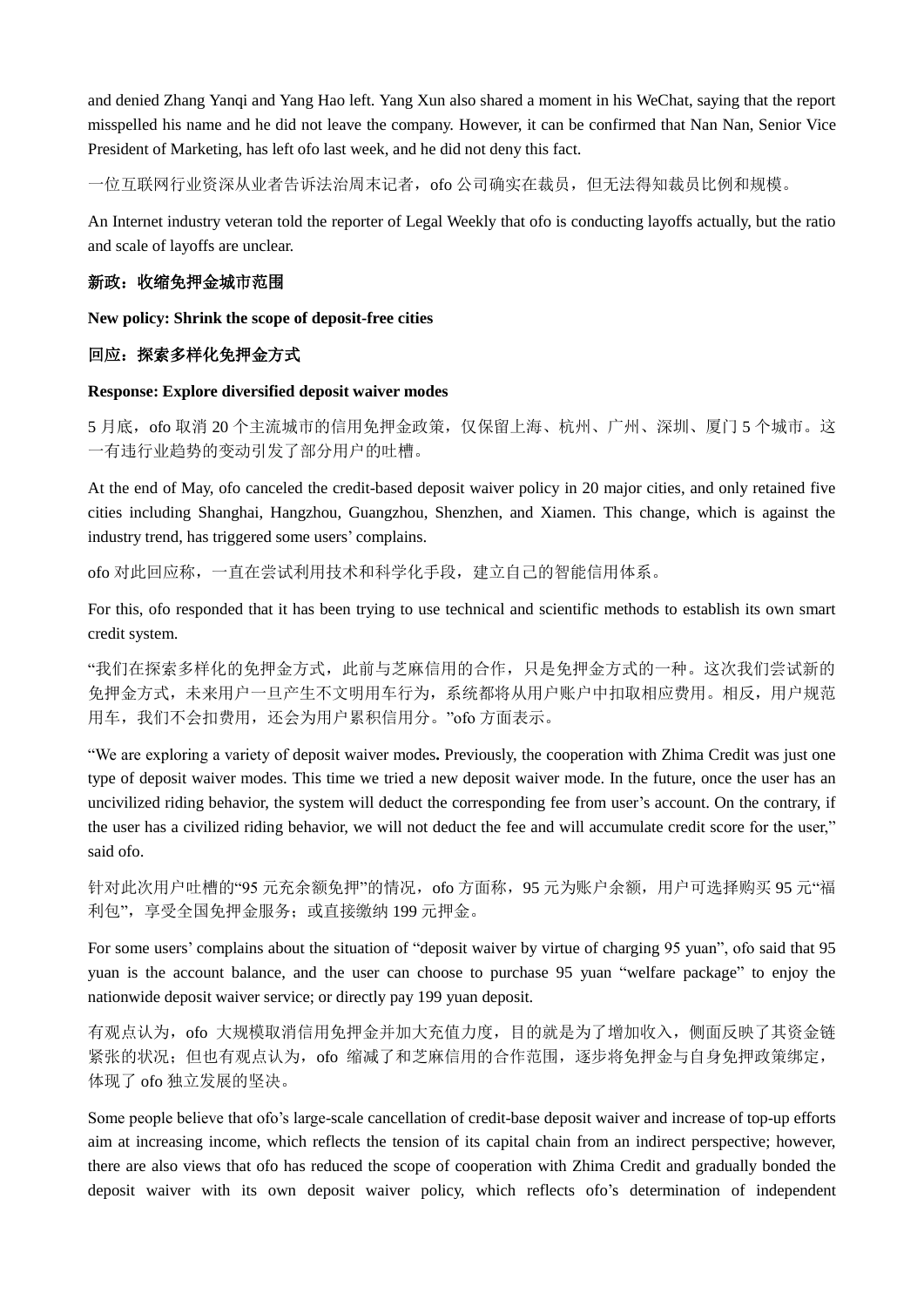and denied Zhang Yanqi and Yang Hao left. Yang Xun also shared a moment in his WeChat, saying that the report misspelled his name and he did not leave the company. However, it can be confirmed that Nan Nan, Senior Vice President of Marketing, has left ofo last week, and he did not deny this fact.

一位互联网行业资深从业者告诉法治周末记者，ofo 公司确实在裁员，但无法得知裁员比例和规模。

An Internet industry veteran told the reporter of Legal Weekly that ofo is conducting layoffs actually, but the ratio and scale of layoffs are unclear.

**新政：收缩免押金城市范围**

**New policy: Shrink the scope of deposit-free cities**

**回应：探索多样化免押金方式**

**Response: Explore diversified deposit waiver modes**

5 月底，ofo 取消 20 个主流城市的信用免押金政策，仅保留上海、杭州、广州、深圳、厦门 5 个城市。这一有违行业趋势的变动引发了部分用户的吐槽。

At the end of May, ofo canceled the credit-based deposit waiver policy in 20 major cities, and only retained five cities including Shanghai, Hangzhou, Guangzhou, Shenzhen, and Xiamen. This change, which is against the industry trend, has triggered some users' complains.

ofo 对此回应称，一直在尝试利用技术和科学化手段，建立自己的智能信用体系。

For this, ofo responded that it has been trying to use technical and scientific methods to establish its own smart credit system.

"我们在探索多样化的免押金方式，此前与芝麻信用的合作，只是免押金方式的一种。这次我们尝试新的免押金方式，未来用户一旦产生不文明用车行为，系统都将从用户账户中扣取相应费用。相反，用户规范用车，我们不会扣费用，还会为用户累积信用分。"ofo 方面表示。

"We are exploring a variety of deposit waiver modes**.** Previously, the cooperation with Zhima Credit was just one type of deposit waiver modes. This time we tried a new deposit waiver mode. In the future, once the user has an uncivilized riding behavior, the system will deduct the corresponding fee from user's account. On the contrary, if the user has a civilized riding behavior, we will not deduct the fee and will accumulate credit score for the user," said ofo.

针对此次用户吐槽的"95 元充余额免押"的情况，ofo 方面称，95 元为账户余额，用户可选择购买 95 元"福利包"，享受全国免押金服务；或直接缴纳 199 元押金。

For some users' complains about the situation of "deposit waiver by virtue of charging 95 yuan", ofo said that 95 yuan is the account balance, and the user can choose to purchase 95 yuan "welfare package" to enjoy the nationwide deposit waiver service; or directly pay 199 yuan deposit.

有观点认为，ofo 大规模取消信用免押金并加大充值力度，目的就是为了增加收入，侧面反映了其资金链紧张的状况；但也有观点认为，ofo 缩减了和芝麻信用的合作范围，逐步将免押金与自身免押政策绑定，体现了 ofo 独立发展的坚决。

Some people believe that ofo's large-scale cancellation of credit-base deposit waiver and increase of top-up efforts aim at increasing income, which reflects the tension of its capital chain from an indirect perspective; however, there are also views that ofo has reduced the scope of cooperation with Zhima Credit and gradually bonded the deposit waiver with its own deposit waiver policy, which reflects ofo's determination of independent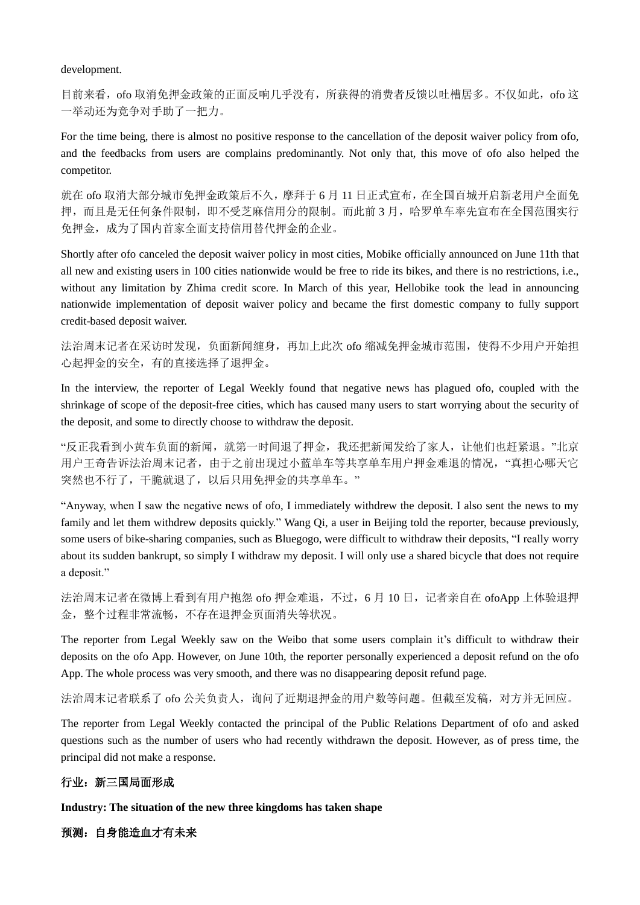development.

目前来看，ofo 取消免押金政策的正面反响几乎没有，所获得的消费者反馈以吐槽居多。不仅如此，ofo 这一举动还为竞争对手助了一把力。

For the time being, there is almost no positive response to the cancellation of the deposit waiver policy from ofo, and the feedbacks from users are complains predominantly. Not only that, this move of ofo also helped the competitor.

就在 ofo 取消大部分城市免押金政策后不久，摩拜于 6 月 11 日正式宣布，在全国百城开启新老用户全面免押，而且是无任何条件限制，即不受芝麻信用分的限制。而此前 3 月，哈罗单车率先宣布在全国范围实行免押金，成为了国内首家全面支持信用替代押金的企业。

Shortly after ofo canceled the deposit waiver policy in most cities, Mobike officially announced on June 11th that all new and existing users in 100 cities nationwide would be free to ride its bikes, and there is no restrictions, i.e., without any limitation by Zhima credit score. In March of this year, Hellobike took the lead in announcing nationwide implementation of deposit waiver policy and became the first domestic company to fully support credit-based deposit waiver.

法治周末记者在采访时发现，负面新闻缠身，再加上此次 ofo 缩减免押金城市范围，使得不少用户开始担心起押金的安全，有的直接选择了退押金。

In the interview, the reporter of Legal Weekly found that negative news has plagued ofo, coupled with the shrinkage of scope of the deposit-free cities, which has caused many users to start worrying about the security of the deposit, and some to directly choose to withdraw the deposit.

"反正我看到小黄车负面的新闻，就第一时间退了押金，我还把新闻发给了家人，让他们也赶紧退。"北京用户王奇告诉法治周末记者，由于之前出现过小蓝单车等共享单车用户押金难退的情况，"真担心哪天它突然也不行了，干脆就退了，以后只用免押金的共享单车。"

"Anyway, when I saw the negative news of ofo, I immediately withdrew the deposit. I also sent the news to my family and let them withdrew deposits quickly." Wang Qi, a user in Beijing told the reporter, because previously, some users of bike-sharing companies, such as Bluegogo, were difficult to withdraw their deposits, "I really worry about its sudden bankrupt, so simply I withdraw my deposit. I will only use a shared bicycle that does not require a deposit."

法治周末记者在微博上看到有用户抱怨 ofo 押金难退，不过，6 月 10 日，记者亲自在 ofoApp 上体验退押金，整个过程非常流畅，不存在退押金页面消失等状况。

The reporter from Legal Weekly saw on the Weibo that some users complain it's difficult to withdraw their deposits on the ofo App. However, on June 10th, the reporter personally experienced a deposit refund on the ofo App. The whole process was very smooth, and there was no disappearing deposit refund page.

法治周末记者联系了 ofo 公关负责人，询问了近期退押金的用户数等问题。但截至发稿，对方并无回应。

The reporter from Legal Weekly contacted the principal of the Public Relations Department of ofo and asked questions such as the number of users who had recently withdrawn the deposit. However, as of press time, the principal did not make a response.

**行业：新三国局面形成**

**Industry: The situation of the new three kingdoms has taken shape**

**预测：自身能造血才有未来**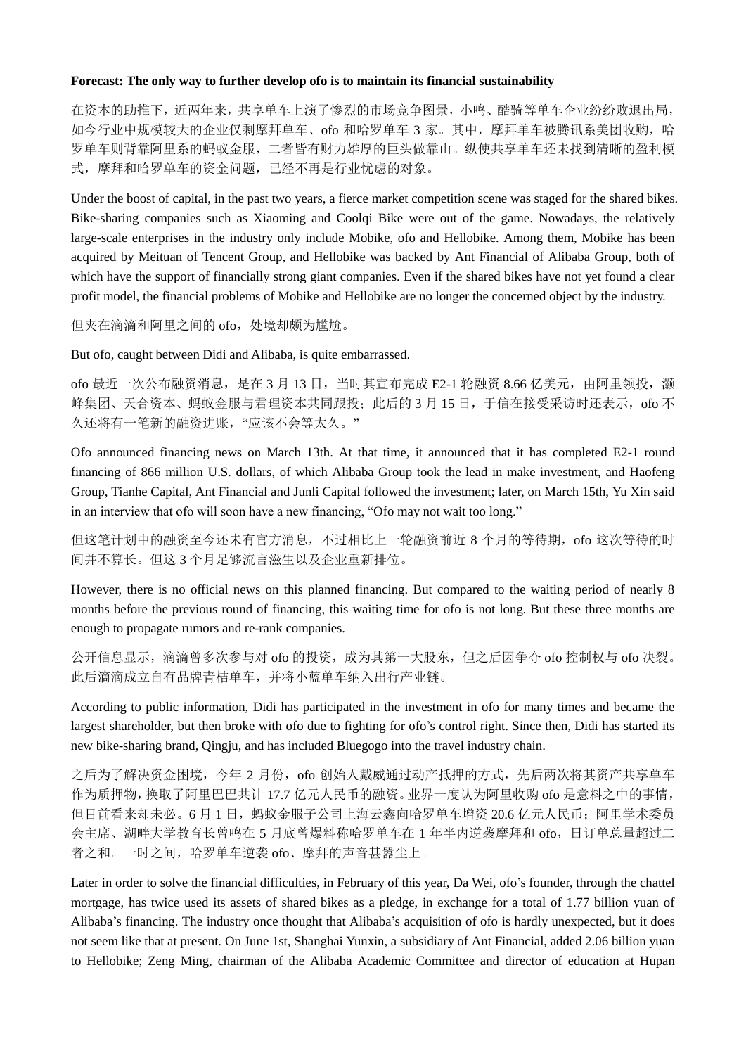**Forecast: The only way to further develop ofo is to maintain its financial sustainability**

在资本的助推下，近两年来，共享单车上演了惨烈的市场竞争图景，小鸣、酷骑等单车企业纷纷败退出局，如今行业中规模较大的企业仅剩摩拜单车、ofo 和哈罗单车 3 家。其中，摩拜单车被腾讯系美团收购，哈罗单车则背靠阿里系的蚂蚁金服，二者皆有财力雄厚的巨头做靠山。纵使共享单车还未找到清晰的盈利模式，摩拜和哈罗单车的资金问题，已经不再是行业忧虑的对象。

Under the boost of capital, in the past two years, a fierce market competition scene was staged for the shared bikes. Bike-sharing companies such as Xiaoming and Coolqi Bike were out of the game. Nowadays, the relatively large-scale enterprises in the industry only include Mobike, ofo and Hellobike. Among them, Mobike has been acquired by Meituan of Tencent Group, and Hellobike was backed by Ant Financial of Alibaba Group, both of which have the support of financially strong giant companies. Even if the shared bikes have not yet found a clear profit model, the financial problems of Mobike and Hellobike are no longer the concerned object by the industry.

但夹在滴滴和阿里之间的 ofo，处境却颇为尴尬。

But ofo, caught between Didi and Alibaba, is quite embarrassed.

ofo 最近一次公布融资消息，是在 3 月 13 日，当时其宣布完成 E2-1 轮融资 8.66 亿美元，由阿里领投，灏峰集团、天合资本、蚂蚁金服与君理资本共同跟投；此后的 3 月 15 日，于信在接受采访时还表示，ofo 不久还将有一笔新的融资进账，"应该不会等太久。"

Ofo announced financing news on March 13th. At that time, it announced that it has completed E2-1 round financing of 866 million U.S. dollars, of which Alibaba Group took the lead in make investment, and Haofeng Group, Tianhe Capital, Ant Financial and Junli Capital followed the investment; later, on March 15th, Yu Xin said in an interview that ofo will soon have a new financing, "Ofo may not wait too long."

但这笔计划中的融资至今还未有官方消息，不过相比上一轮融资前近 8 个月的等待期，ofo 这次等待的时间并不算长。但这 3 个月足够流言滋生以及企业重新排位。

However, there is no official news on this planned financing. But compared to the waiting period of nearly 8 months before the previous round of financing, this waiting time for ofo is not long. But these three months are enough to propagate rumors and re-rank companies.

公开信息显示，滴滴曾多次参与对 ofo 的投资，成为其第一大股东，但之后因争夺 ofo 控制权与 ofo 决裂。此后滴滴成立自有品牌青桔单车，并将小蓝单车纳入出行产业链。

According to public information, Didi has participated in the investment in ofo for many times and became the largest shareholder, but then broke with ofo due to fighting for ofo's control right. Since then, Didi has started its new bike-sharing brand, Qingju, and has included Bluegogo into the travel industry chain.

之后为了解决资金困境，今年 2 月份，ofo 创始人戴威通过动产抵押的方式，先后两次将其资产共享单车作为质押物，换取了阿里巴巴共计 17.7 亿元人民币的融资。业界一度认为阿里收购 ofo 是意料之中的事情，但目前看来却未必。6 月 1 日，蚂蚁金服子公司上海云鑫向哈罗单车增资 20.6 亿元人民币；阿里学术委员会主席、湖畔大学教育长曾鸣在 5 月底曾爆料称哈罗单车在 1 年半内逆袭摩拜和 ofo，日订单总量超过二者之和。一时之间，哈罗单车逆袭 ofo、摩拜的声音甚嚣尘上。

Later in order to solve the financial difficulties, in February of this year, Da Wei, ofo's founder, through the chattel mortgage, has twice used its assets of shared bikes as a pledge, in exchange for a total of 1.77 billion yuan of Alibaba's financing. The industry once thought that Alibaba's acquisition of ofo is hardly unexpected, but it does not seem like that at present. On June 1st, Shanghai Yunxin, a subsidiary of Ant Financial, added 2.06 billion yuan to Hellobike; Zeng Ming, chairman of the Alibaba Academic Committee and director of education at Hupan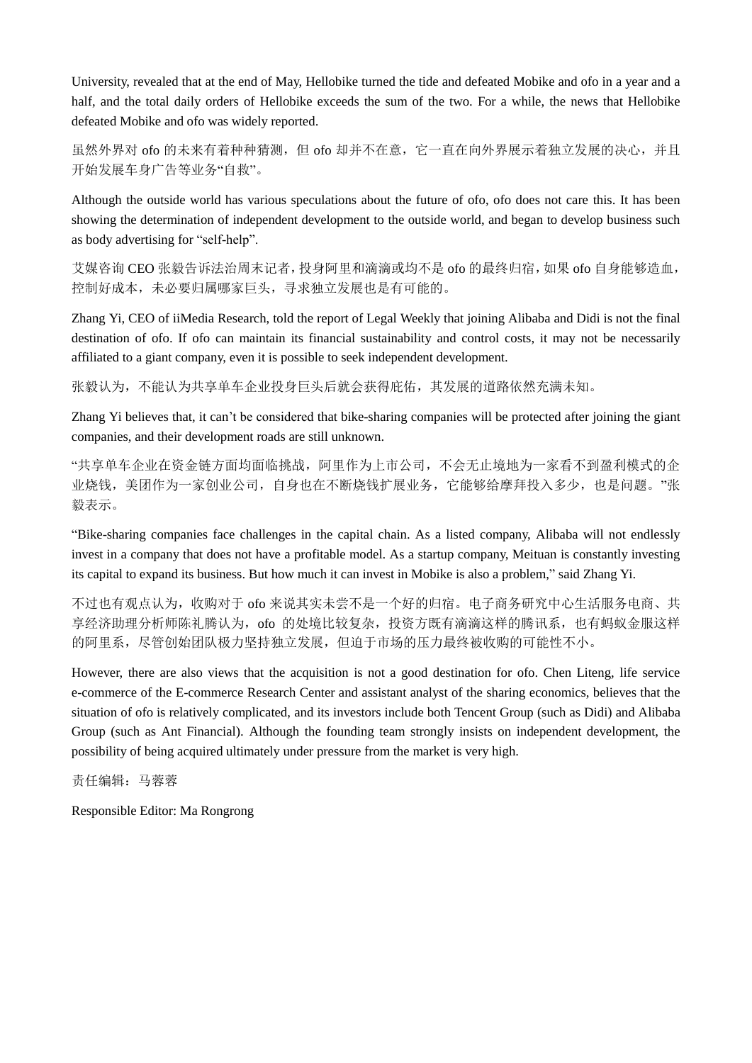University, revealed that at the end of May, Hellobike turned the tide and defeated Mobike and ofo in a year and a half, and the total daily orders of Hellobike exceeds the sum of the two. For a while, the news that Hellobike defeated Mobike and ofo was widely reported.

虽然外界对 ofo 的未来有着种种猜测，但 ofo 却并不在意，它一直在向外界展示着独立发展的决心，并且开始发展车身广告等业务“自救”。

Although the outside world has various speculations about the future of ofo, ofo does not care this. It has been showing the determination of independent development to the outside world, and began to develop business such as body advertising for “self-help”.

艾媒咨询 CEO 张毅告诉法治周末记者，投身阿里和滴滴或均不是 ofo 的最终归宿，如果 ofo 自身能够造血，控制好成本，未必要归属哪家巨头，寻求独立发展也是有可能的。

Zhang Yi, CEO of iiMedia Research, told the report of Legal Weekly that joining Alibaba and Didi is not the final destination of ofo. If ofo can maintain its financial sustainability and control costs, it may not be necessarily affiliated to a giant company, even it is possible to seek independent development.

张毅认为，不能认为共享单车企业投身巨头后就会获得庇佑，其发展的道路依然充满未知。

Zhang Yi believes that, it can’t be considered that bike-sharing companies will be protected after joining the giant companies, and their development roads are still unknown.

“共享单车企业在资金链方面均面临挑战，阿里作为上市公司，不会无止境地为一家看不到盈利模式的企业烧钱，美团作为一家创业公司，自身也在不断烧钱扩展业务，它能够给摩拜投入多少，也是问题。”张毅表示。

“Bike-sharing companies face challenges in the capital chain. As a listed company, Alibaba will not endlessly invest in a company that does not have a profitable model. As a startup company, Meituan is constantly investing its capital to expand its business. But how much it can invest in Mobike is also a problem,” said Zhang Yi.

不过也有观点认为，收购对于 ofo 来说其实未尝不是一个好的归宿。电子商务研究中心生活服务电商、共享经济助理分析师陈礼腾认为，ofo 的处境比较复杂，投资方既有滴滴这样的腾讯系，也有蚂蚁金服这样的阿里系，尽管创始团队极力坚持独立发展，但迫于市场的压力最终被收购的可能性不小。

However, there are also views that the acquisition is not a good destination for ofo. Chen Liteng, life service e-commerce of the E-commerce Research Center and assistant analyst of the sharing economics, believes that the situation of ofo is relatively complicated, and its investors include both Tencent Group (such as Didi) and Alibaba Group (such as Ant Financial). Although the founding team strongly insists on independent development, the possibility of being acquired ultimately under pressure from the market is very high.

责任编辑：马蓉蓉

Responsible Editor: Ma Rongrong